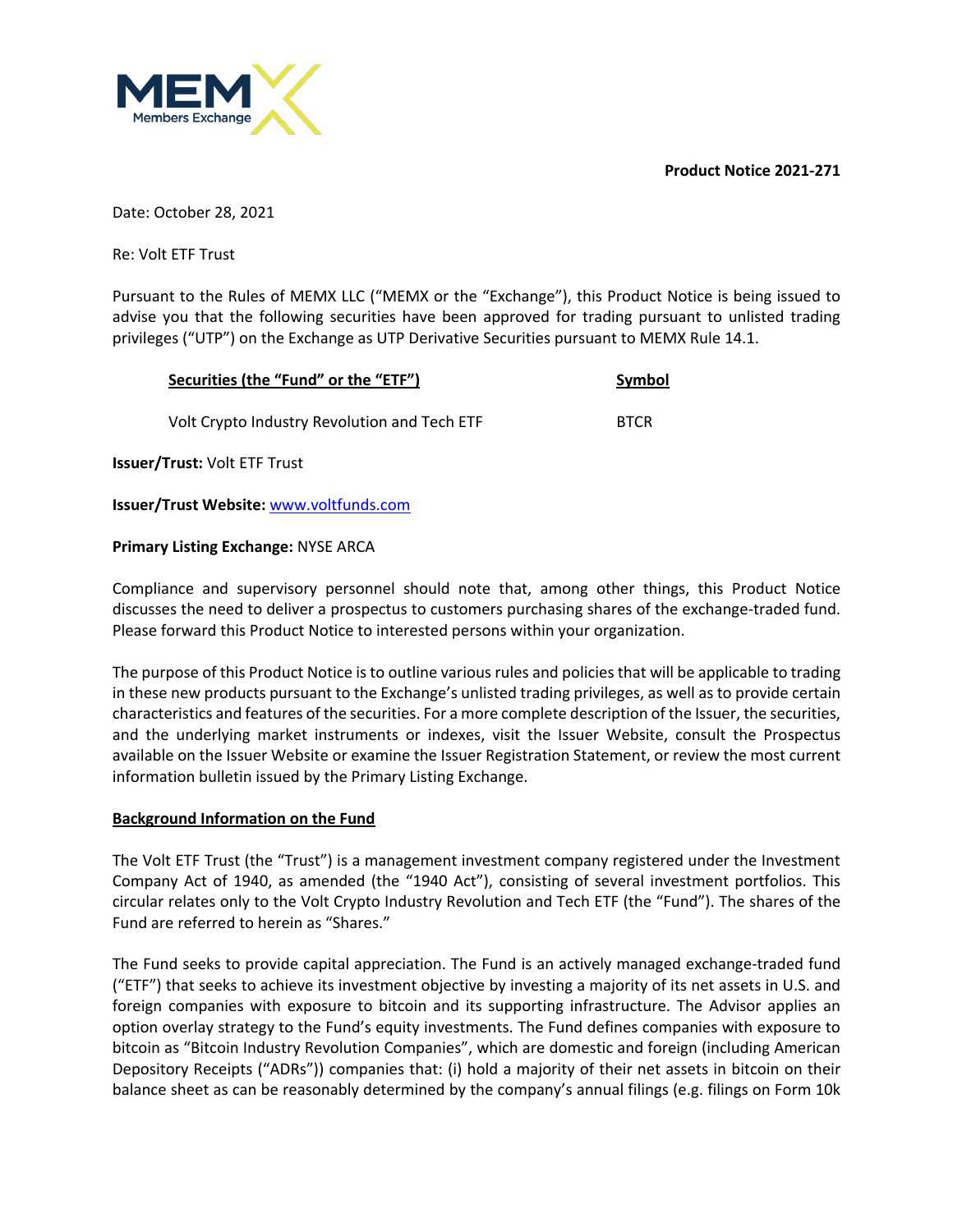**Product Notice 2021-271**

Date: October 28, 2021

Re: Volt ETF Trust

Pursuant to the Rules of MEMX LLC ("MEMX or the "Exchange"), this Product Notice is being issued to advise you that the following securities have been approved for trading pursuant to unlisted trading privileges ("UTP") on the Exchange as UTP Derivative Securities pursuant to MEMX Rule 14.1.

| Securities (the "Fund" or the "ETF") | Symbol |
|---|---|
| Volt Crypto Industry Revolution and Tech ETF | BTCR |

**Issuer/Trust:** Volt ETF Trust

**Issuer/Trust Website:** www.voltfunds.com

**Primary Listing Exchange:** NYSE ARCA

Compliance and supervisory personnel should note that, among other things, this Product Notice discusses the need to deliver a prospectus to customers purchasing shares of the exchange-traded fund. Please forward this Product Notice to interested persons within your organization.

The purpose of this Product Notice is to outline various rules and policies that will be applicable to trading in these new products pursuant to the Exchange's unlisted trading privileges, as well as to provide certain characteristics and features of the securities. For a more complete description of the Issuer, the securities, and the underlying market instruments or indexes, visit the Issuer Website, consult the Prospectus available on the Issuer Website or examine the Issuer Registration Statement, or review the most current information bulletin issued by the Primary Listing Exchange.

**Background Information on the Fund**

The Volt ETF Trust (the "Trust") is a management investment company registered under the Investment Company Act of 1940, as amended (the "1940 Act"), consisting of several investment portfolios. This circular relates only to the Volt Crypto Industry Revolution and Tech ETF (the "Fund"). The shares of the Fund are referred to herein as "Shares."

The Fund seeks to provide capital appreciation. The Fund is an actively managed exchange-traded fund ("ETF") that seeks to achieve its investment objective by investing a majority of its net assets in U.S. and foreign companies with exposure to bitcoin and its supporting infrastructure. The Advisor applies an option overlay strategy to the Fund's equity investments. The Fund defines companies with exposure to bitcoin as "Bitcoin Industry Revolution Companies", which are domestic and foreign (including American Depository Receipts ("ADRs")) companies that: (i) hold a majority of their net assets in bitcoin on their balance sheet as can be reasonably determined by the company's annual filings (e.g. filings on Form 10k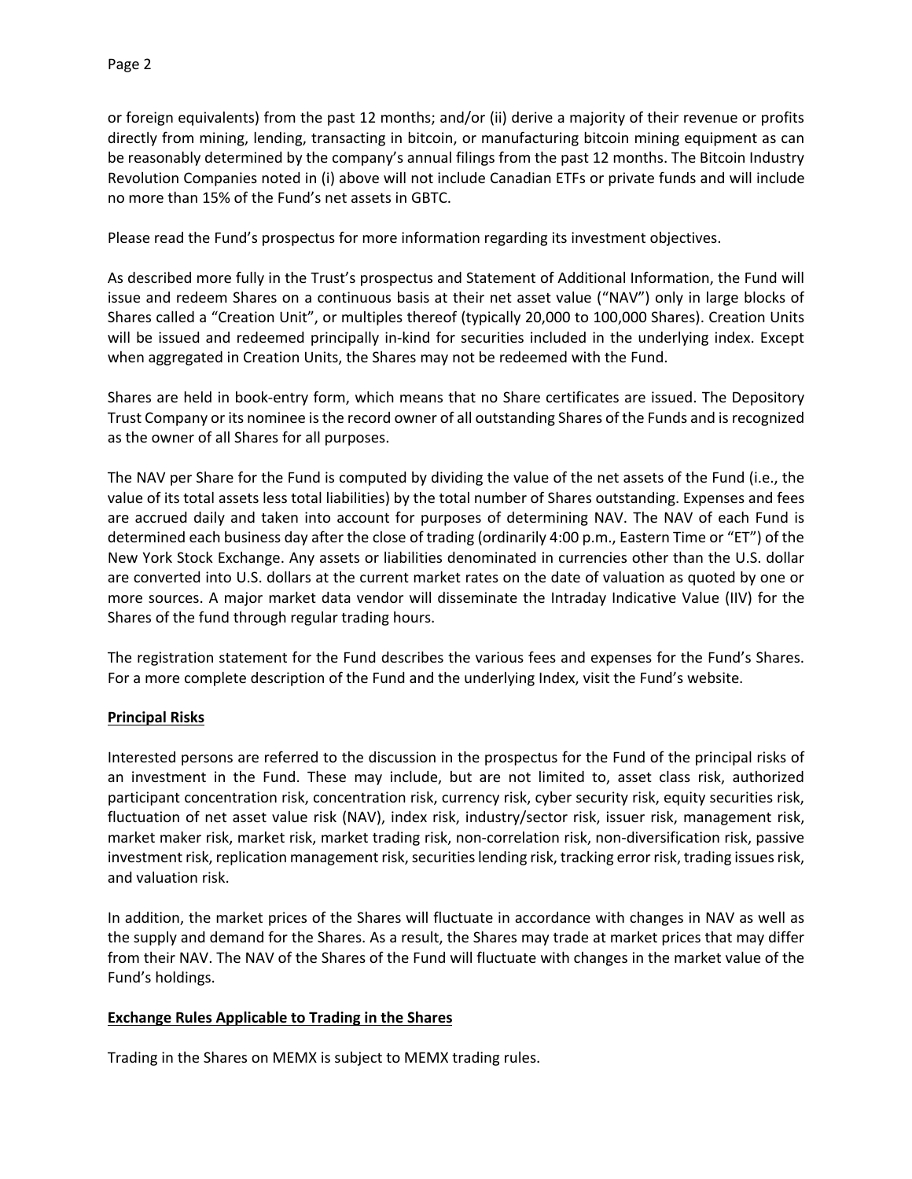or foreign equivalents) from the past 12 months; and/or (ii) derive a majority of their revenue or profits directly from mining, lending, transacting in bitcoin, or manufacturing bitcoin mining equipment as can be reasonably determined by the company's annual filings from the past 12 months. The Bitcoin Industry Revolution Companies noted in (i) above will not include Canadian ETFs or private funds and will include no more than 15% of the Fund's net assets in GBTC.

Please read the Fund's prospectus for more information regarding its investment objectives.

As described more fully in the Trust's prospectus and Statement of Additional Information, the Fund will issue and redeem Shares on a continuous basis at their net asset value ("NAV") only in large blocks of Shares called a "Creation Unit", or multiples thereof (typically 20,000 to 100,000 Shares). Creation Units will be issued and redeemed principally in-kind for securities included in the underlying index. Except when aggregated in Creation Units, the Shares may not be redeemed with the Fund.

Shares are held in book-entry form, which means that no Share certificates are issued. The Depository Trust Company or its nominee is the record owner of all outstanding Shares of the Funds and is recognized as the owner of all Shares for all purposes.

The NAV per Share for the Fund is computed by dividing the value of the net assets of the Fund (i.e., the value of its total assets less total liabilities) by the total number of Shares outstanding. Expenses and fees are accrued daily and taken into account for purposes of determining NAV. The NAV of each Fund is determined each business day after the close of trading (ordinarily 4:00 p.m., Eastern Time or "ET") of the New York Stock Exchange. Any assets or liabilities denominated in currencies other than the U.S. dollar are converted into U.S. dollars at the current market rates on the date of valuation as quoted by one or more sources. A major market data vendor will disseminate the Intraday Indicative Value (IIV) for the Shares of the fund through regular trading hours.

The registration statement for the Fund describes the various fees and expenses for the Fund's Shares. For a more complete description of the Fund and the underlying Index, visit the Fund's website.

**Principal Risks**

Interested persons are referred to the discussion in the prospectus for the Fund of the principal risks of an investment in the Fund. These may include, but are not limited to, asset class risk, authorized participant concentration risk, concentration risk, currency risk, cyber security risk, equity securities risk, fluctuation of net asset value risk (NAV), index risk, industry/sector risk, issuer risk, management risk, market maker risk, market risk, market trading risk, non-correlation risk, non-diversification risk, passive investment risk, replication management risk, securities lending risk, tracking error risk, trading issues risk, and valuation risk.

In addition, the market prices of the Shares will fluctuate in accordance with changes in NAV as well as the supply and demand for the Shares. As a result, the Shares may trade at market prices that may differ from their NAV. The NAV of the Shares of the Fund will fluctuate with changes in the market value of the Fund's holdings.

**Exchange Rules Applicable to Trading in the Shares**

Trading in the Shares on MEMX is subject to MEMX trading rules.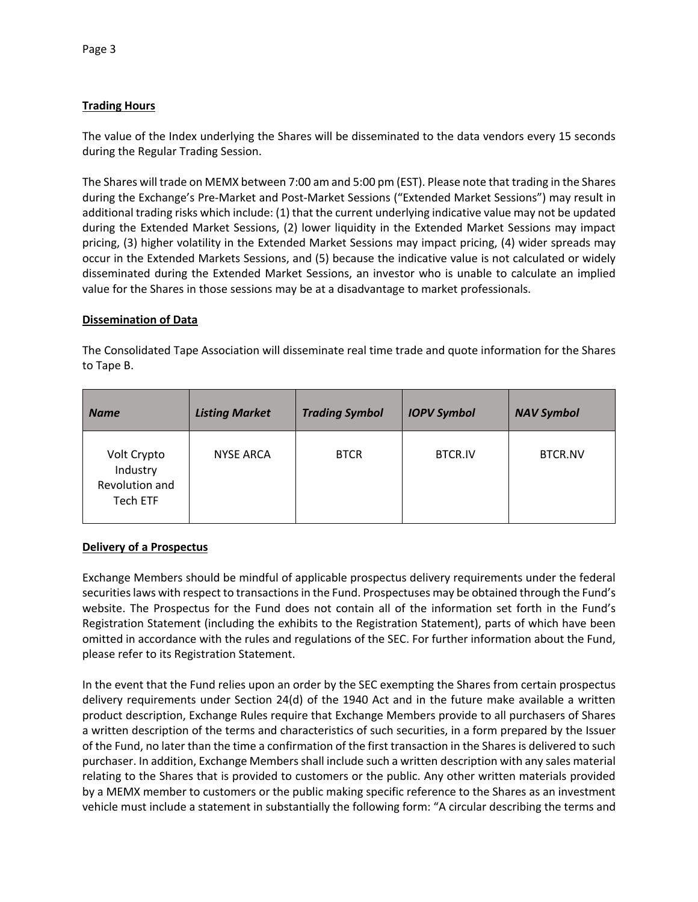**Trading Hours**

The value of the Index underlying the Shares will be disseminated to the data vendors every 15 seconds during the Regular Trading Session.

The Shares will trade on MEMX between 7:00 am and 5:00 pm (EST). Please note that trading in the Shares during the Exchange's Pre-Market and Post-Market Sessions ("Extended Market Sessions") may result in additional trading risks which include: (1) that the current underlying indicative value may not be updated during the Extended Market Sessions, (2) lower liquidity in the Extended Market Sessions may impact pricing, (3) higher volatility in the Extended Market Sessions may impact pricing, (4) wider spreads may occur in the Extended Markets Sessions, and (5) because the indicative value is not calculated or widely disseminated during the Extended Market Sessions, an investor who is unable to calculate an implied value for the Shares in those sessions may be at a disadvantage to market professionals.

**Dissemination of Data**

The Consolidated Tape Association will disseminate real time trade and quote information for the Shares to Tape B.

| *Name* | *Listing Market* | *Trading Symbol* | *IOPV Symbol* | *NAV Symbol* |
|---|---|---|---|---|
| Volt Crypto Industry Revolution and Tech ETF | NYSE ARCA | BTCR | BTCR.IV | BTCR.NV |

**Delivery of a Prospectus**

Exchange Members should be mindful of applicable prospectus delivery requirements under the federal securities laws with respect to transactions in the Fund. Prospectuses may be obtained through the Fund's website. The Prospectus for the Fund does not contain all of the information set forth in the Fund's Registration Statement (including the exhibits to the Registration Statement), parts of which have been omitted in accordance with the rules and regulations of the SEC. For further information about the Fund, please refer to its Registration Statement.

In the event that the Fund relies upon an order by the SEC exempting the Shares from certain prospectus delivery requirements under Section 24(d) of the 1940 Act and in the future make available a written product description, Exchange Rules require that Exchange Members provide to all purchasers of Shares a written description of the terms and characteristics of such securities, in a form prepared by the Issuer of the Fund, no later than the time a confirmation of the first transaction in the Shares is delivered to such purchaser. In addition, Exchange Members shall include such a written description with any sales material relating to the Shares that is provided to customers or the public. Any other written materials provided by a MEMX member to customers or the public making specific reference to the Shares as an investment vehicle must include a statement in substantially the following form: "A circular describing the terms and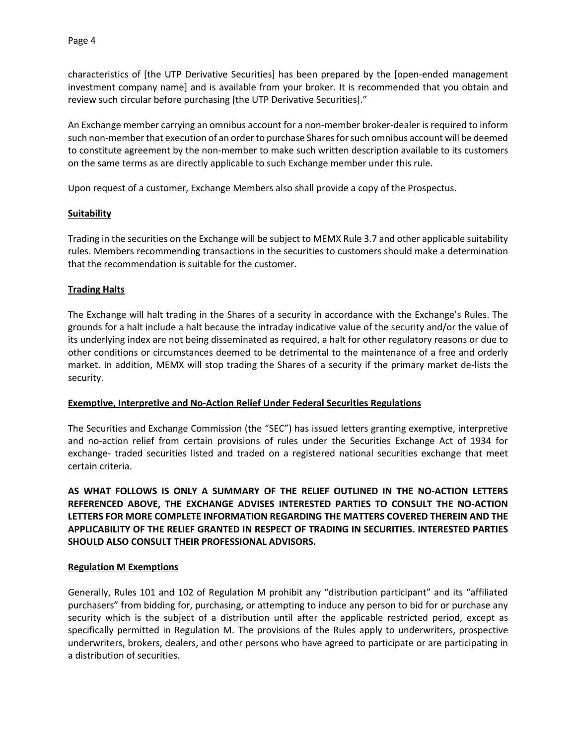characteristics of [the UTP Derivative Securities] has been prepared by the [open-ended management investment company name] and is available from your broker. It is recommended that you obtain and review such circular before purchasing [the UTP Derivative Securities]."

An Exchange member carrying an omnibus account for a non-member broker-dealer is required to inform such non-member that execution of an order to purchase Shares for such omnibus account will be deemed to constitute agreement by the non-member to make such written description available to its customers on the same terms as are directly applicable to such Exchange member under this rule.

Upon request of a customer, Exchange Members also shall provide a copy of the Prospectus.

**Suitability**

Trading in the securities on the Exchange will be subject to MEMX Rule 3.7 and other applicable suitability rules. Members recommending transactions in the securities to customers should make a determination that the recommendation is suitable for the customer.

**Trading Halts**

The Exchange will halt trading in the Shares of a security in accordance with the Exchange's Rules. The grounds for a halt include a halt because the intraday indicative value of the security and/or the value of its underlying index are not being disseminated as required, a halt for other regulatory reasons or due to other conditions or circumstances deemed to be detrimental to the maintenance of a free and orderly market. In addition, MEMX will stop trading the Shares of a security if the primary market de-lists the security.

**Exemptive, Interpretive and No-Action Relief Under Federal Securities Regulations**

The Securities and Exchange Commission (the "SEC") has issued letters granting exemptive, interpretive and no-action relief from certain provisions of rules under the Securities Exchange Act of 1934 for exchange- traded securities listed and traded on a registered national securities exchange that meet certain criteria.

**AS WHAT FOLLOWS IS ONLY A SUMMARY OF THE RELIEF OUTLINED IN THE NO-ACTION LETTERS REFERENCED ABOVE, THE EXCHANGE ADVISES INTERESTED PARTIES TO CONSULT THE NO-ACTION LETTERS FOR MORE COMPLETE INFORMATION REGARDING THE MATTERS COVERED THEREIN AND THE APPLICABILITY OF THE RELIEF GRANTED IN RESPECT OF TRADING IN SECURITIES. INTERESTED PARTIES SHOULD ALSO CONSULT THEIR PROFESSIONAL ADVISORS.**

**Regulation M Exemptions**

Generally, Rules 101 and 102 of Regulation M prohibit any "distribution participant" and its "affiliated purchasers" from bidding for, purchasing, or attempting to induce any person to bid for or purchase any security which is the subject of a distribution until after the applicable restricted period, except as specifically permitted in Regulation M. The provisions of the Rules apply to underwriters, prospective underwriters, brokers, dealers, and other persons who have agreed to participate or are participating in a distribution of securities.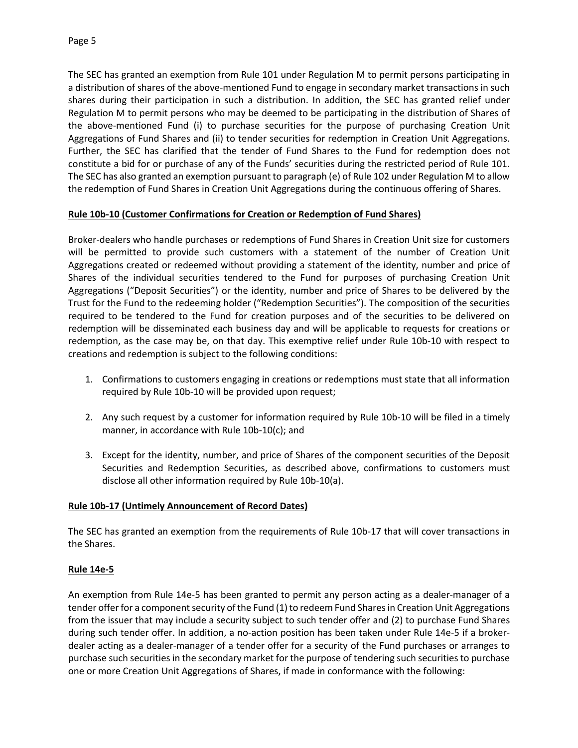The SEC has granted an exemption from Rule 101 under Regulation M to permit persons participating in a distribution of shares of the above-mentioned Fund to engage in secondary market transactions in such shares during their participation in such a distribution. In addition, the SEC has granted relief under Regulation M to permit persons who may be deemed to be participating in the distribution of Shares of the above-mentioned Fund (i) to purchase securities for the purpose of purchasing Creation Unit Aggregations of Fund Shares and (ii) to tender securities for redemption in Creation Unit Aggregations. Further, the SEC has clarified that the tender of Fund Shares to the Fund for redemption does not constitute a bid for or purchase of any of the Funds' securities during the restricted period of Rule 101. The SEC has also granted an exemption pursuant to paragraph (e) of Rule 102 under Regulation M to allow the redemption of Fund Shares in Creation Unit Aggregations during the continuous offering of Shares.

**Rule 10b-10 (Customer Confirmations for Creation or Redemption of Fund Shares)**

Broker-dealers who handle purchases or redemptions of Fund Shares in Creation Unit size for customers will be permitted to provide such customers with a statement of the number of Creation Unit Aggregations created or redeemed without providing a statement of the identity, number and price of Shares of the individual securities tendered to the Fund for purposes of purchasing Creation Unit Aggregations ("Deposit Securities") or the identity, number and price of Shares to be delivered by the Trust for the Fund to the redeeming holder ("Redemption Securities"). The composition of the securities required to be tendered to the Fund for creation purposes and of the securities to be delivered on redemption will be disseminated each business day and will be applicable to requests for creations or redemption, as the case may be, on that day. This exemptive relief under Rule 10b-10 with respect to creations and redemption is subject to the following conditions:

1. Confirmations to customers engaging in creations or redemptions must state that all information required by Rule 10b-10 will be provided upon request;

2. Any such request by a customer for information required by Rule 10b-10 will be filed in a timely manner, in accordance with Rule 10b-10(c); and

3. Except for the identity, number, and price of Shares of the component securities of the Deposit Securities and Redemption Securities, as described above, confirmations to customers must disclose all other information required by Rule 10b-10(a).

**Rule 10b-17 (Untimely Announcement of Record Dates)**

The SEC has granted an exemption from the requirements of Rule 10b-17 that will cover transactions in the Shares.

**Rule 14e-5**

An exemption from Rule 14e-5 has been granted to permit any person acting as a dealer-manager of a tender offer for a component security of the Fund (1) to redeem Fund Shares in Creation Unit Aggregations from the issuer that may include a security subject to such tender offer and (2) to purchase Fund Shares during such tender offer. In addition, a no-action position has been taken under Rule 14e-5 if a broker-dealer acting as a dealer-manager of a tender offer for a security of the Fund purchases or arranges to purchase such securities in the secondary market for the purpose of tendering such securities to purchase one or more Creation Unit Aggregations of Shares, if made in conformance with the following: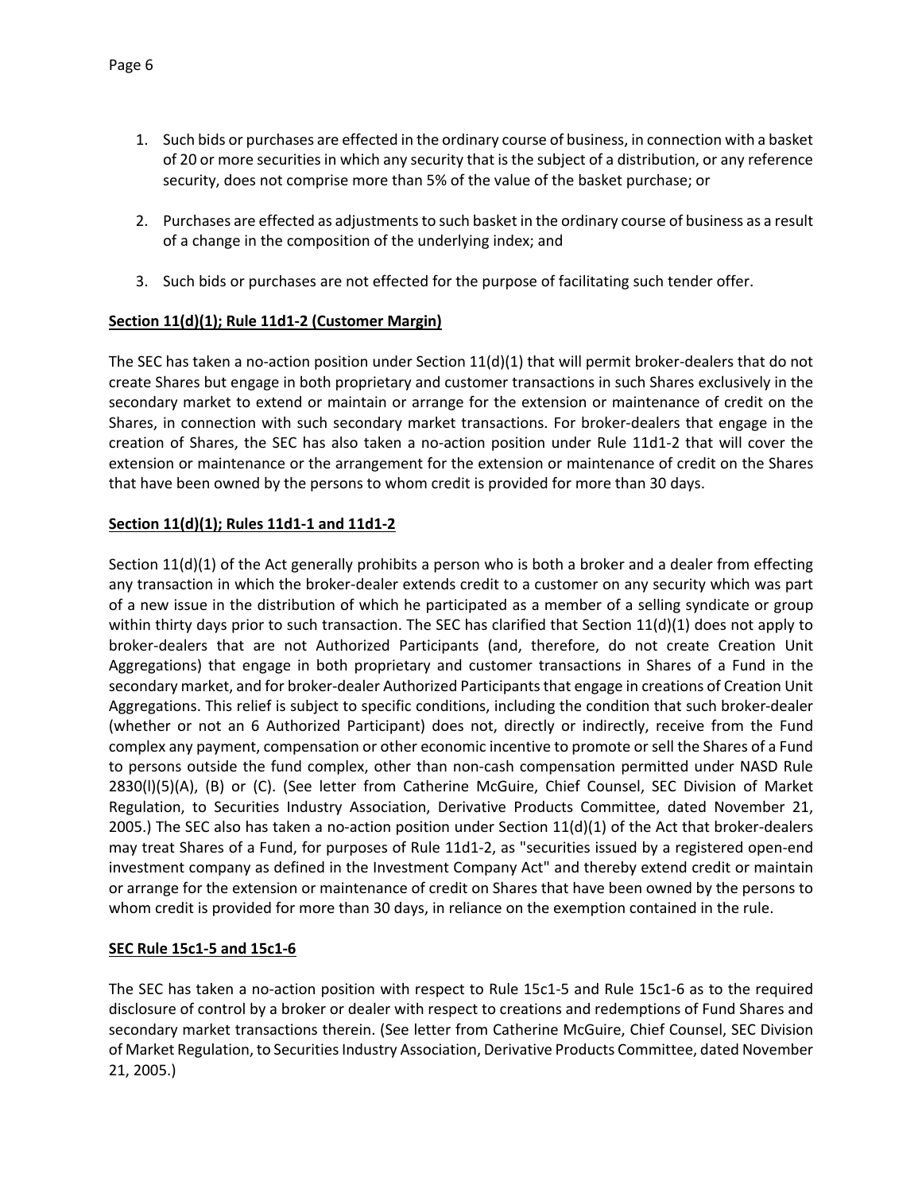1. Such bids or purchases are effected in the ordinary course of business, in connection with a basket of 20 or more securities in which any security that is the subject of a distribution, or any reference security, does not comprise more than 5% of the value of the basket purchase; or

2. Purchases are effected as adjustments to such basket in the ordinary course of business as a result of a change in the composition of the underlying index; and

3. Such bids or purchases are not effected for the purpose of facilitating such tender offer.

**Section 11(d)(1); Rule 11d1-2 (Customer Margin)**

The SEC has taken a no-action position under Section 11(d)(1) that will permit broker-dealers that do not create Shares but engage in both proprietary and customer transactions in such Shares exclusively in the secondary market to extend or maintain or arrange for the extension or maintenance of credit on the Shares, in connection with such secondary market transactions. For broker-dealers that engage in the creation of Shares, the SEC has also taken a no-action position under Rule 11d1-2 that will cover the extension or maintenance or the arrangement for the extension or maintenance of credit on the Shares that have been owned by the persons to whom credit is provided for more than 30 days.

**Section 11(d)(1); Rules 11d1-1 and 11d1-2**

Section 11(d)(1) of the Act generally prohibits a person who is both a broker and a dealer from effecting any transaction in which the broker-dealer extends credit to a customer on any security which was part of a new issue in the distribution of which he participated as a member of a selling syndicate or group within thirty days prior to such transaction. The SEC has clarified that Section 11(d)(1) does not apply to broker-dealers that are not Authorized Participants (and, therefore, do not create Creation Unit Aggregations) that engage in both proprietary and customer transactions in Shares of a Fund in the secondary market, and for broker-dealer Authorized Participants that engage in creations of Creation Unit Aggregations. This relief is subject to specific conditions, including the condition that such broker-dealer (whether or not an 6 Authorized Participant) does not, directly or indirectly, receive from the Fund complex any payment, compensation or other economic incentive to promote or sell the Shares of a Fund to persons outside the fund complex, other than non-cash compensation permitted under NASD Rule 2830(l)(5)(A), (B) or (C). (See letter from Catherine McGuire, Chief Counsel, SEC Division of Market Regulation, to Securities Industry Association, Derivative Products Committee, dated November 21, 2005.) The SEC also has taken a no-action position under Section 11(d)(1) of the Act that broker-dealers may treat Shares of a Fund, for purposes of Rule 11d1-2, as "securities issued by a registered open-end investment company as defined in the Investment Company Act" and thereby extend credit or maintain or arrange for the extension or maintenance of credit on Shares that have been owned by the persons to whom credit is provided for more than 30 days, in reliance on the exemption contained in the rule.

**SEC Rule 15c1-5 and 15c1-6**

The SEC has taken a no-action position with respect to Rule 15c1-5 and Rule 15c1-6 as to the required disclosure of control by a broker or dealer with respect to creations and redemptions of Fund Shares and secondary market transactions therein. (See letter from Catherine McGuire, Chief Counsel, SEC Division of Market Regulation, to Securities Industry Association, Derivative Products Committee, dated November 21, 2005.)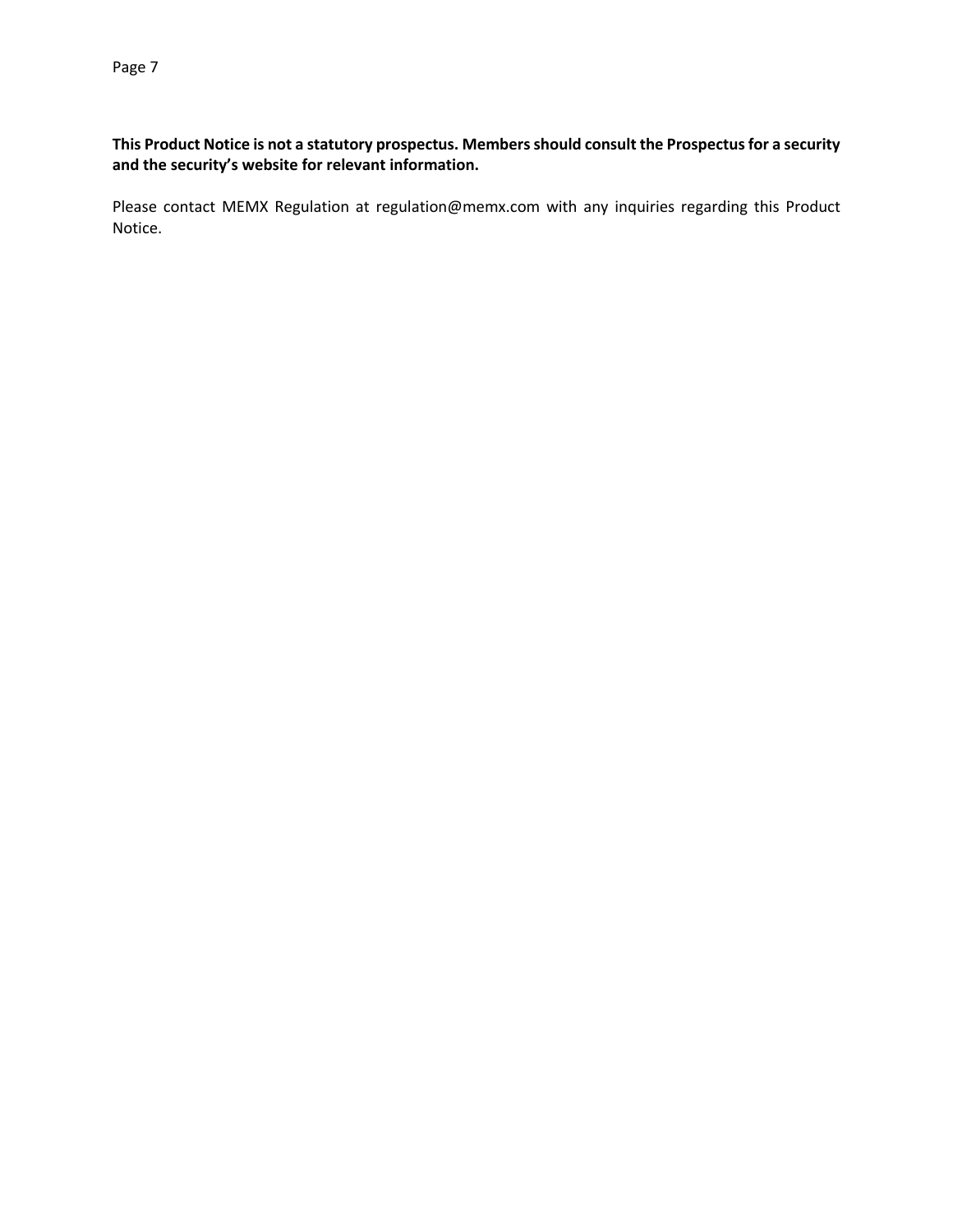**This Product Notice is not a statutory prospectus. Members should consult the Prospectus for a security and the security's website for relevant information.**

Please contact MEMX Regulation at regulation@memx.com with any inquiries regarding this Product Notice.